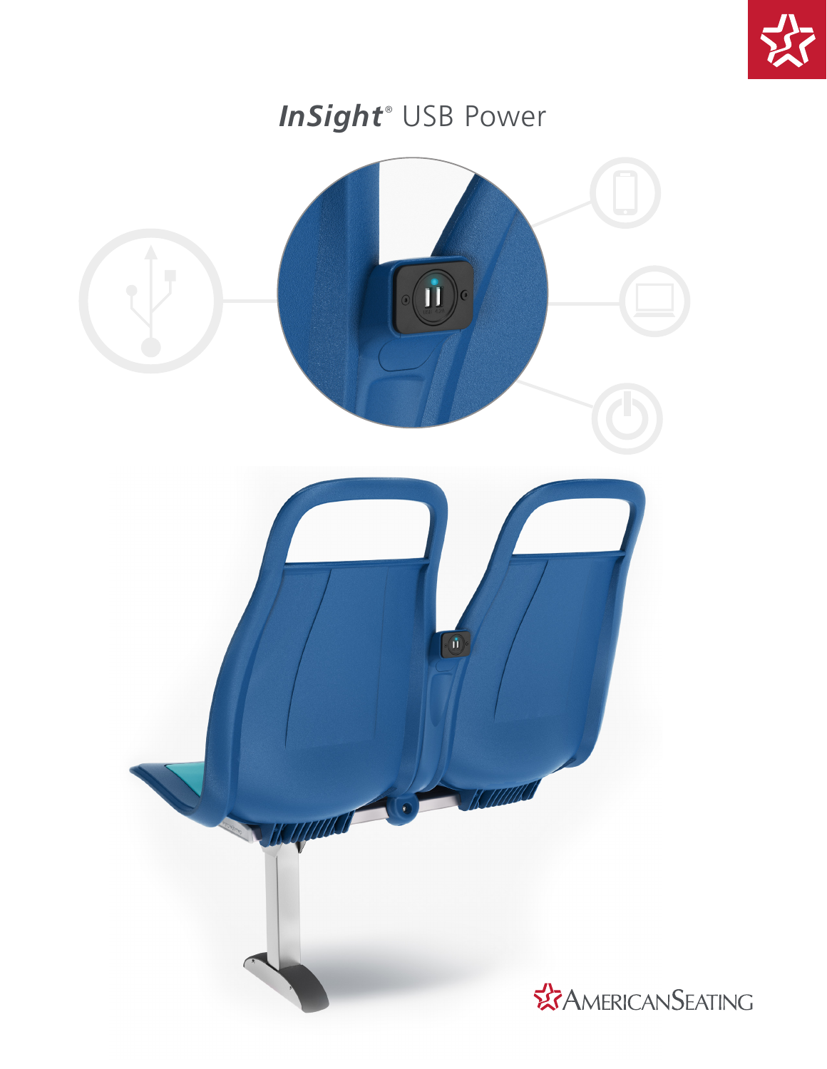# *InSight*® USB Power

AMERICANSEATING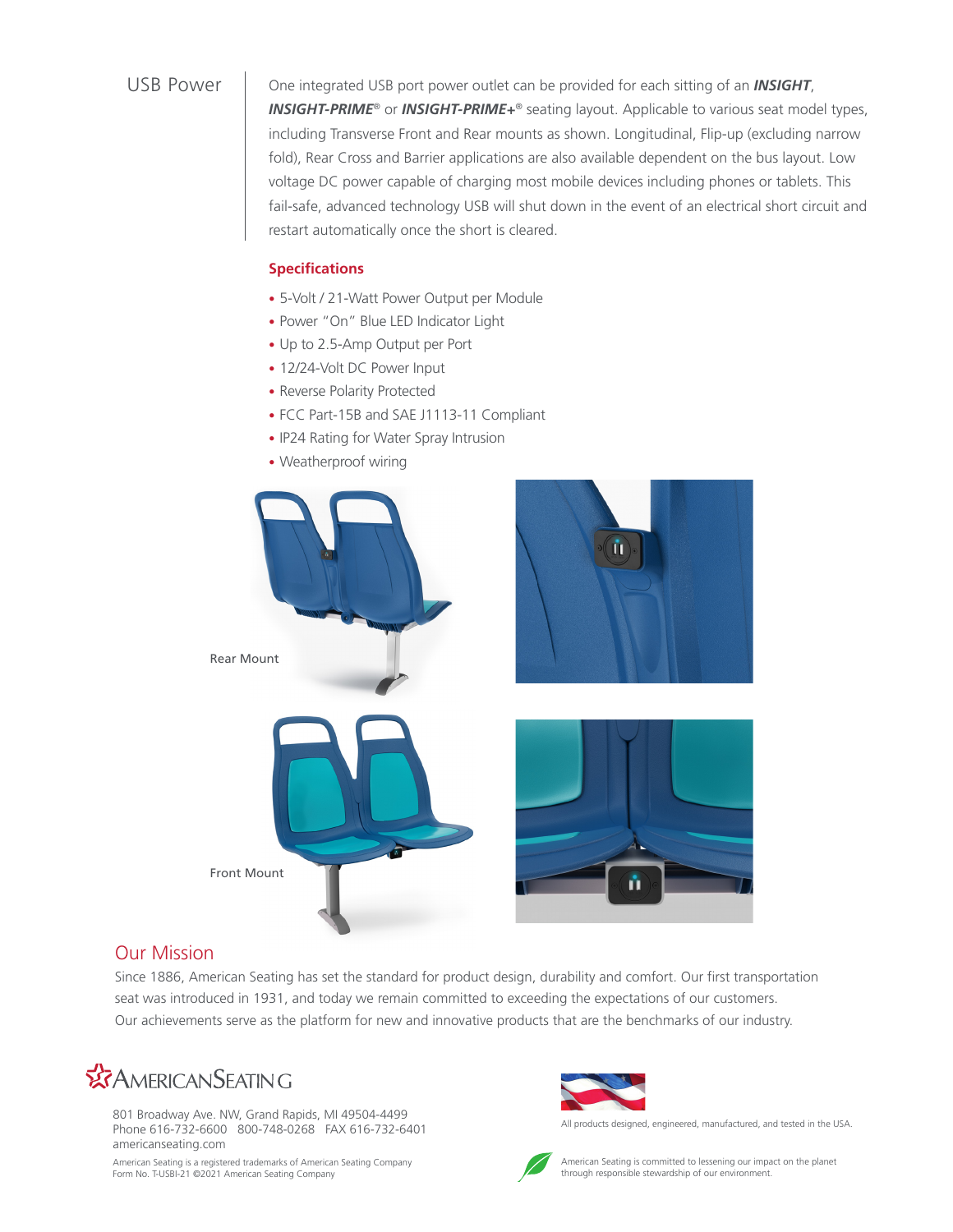## USB Power

One integrated USB port power outlet can be provided for each sitting of an ***INSIGHT***, ***INSIGHT-PRIME***® or ***INSIGHT-PRIME+***® seating layout. Applicable to various seat model types, including Transverse Front and Rear mounts as shown. Longitudinal, Flip-up (excluding narrow fold), Rear Cross and Barrier applications are also available dependent on the bus layout. Low voltage DC power capable of charging most mobile devices including phones or tablets. This fail-safe, advanced technology USB will shut down in the event of an electrical short circuit and restart automatically once the short is cleared.

### Specifications

- 5-Volt / 21-Watt Power Output per Module
- Power "On" Blue LED Indicator Light
- Up to 2.5-Amp Output per Port
- 12/24-Volt DC Power Input
- Reverse Polarity Protected
- FCC Part-15B and SAE J1113-11 Compliant
- IP24 Rating for Water Spray Intrusion
- Weatherproof wiring

Rear Mount

Front Mount

## Our Mission

Since 1886, American Seating has set the standard for product design, durability and comfort. Our first transportation seat was introduced in 1931, and today we remain committed to exceeding the expectations of our customers. Our achievements serve as the platform for new and innovative products that are the benchmarks of our industry.

AMERICANSEATING

801 Broadway Ave. NW, Grand Rapids, MI 49504-4499
Phone 616-732-6600   800-748-0268   FAX 616-732-6401
americanseating.com

American Seating is a registered trademarks of American Seating Company
Form No. T-USBI-21 ©2021 American Seating Company

All products designed, engineered, manufactured, and tested in the USA.

American Seating is committed to lessening our impact on the planet through responsible stewardship of our environment.